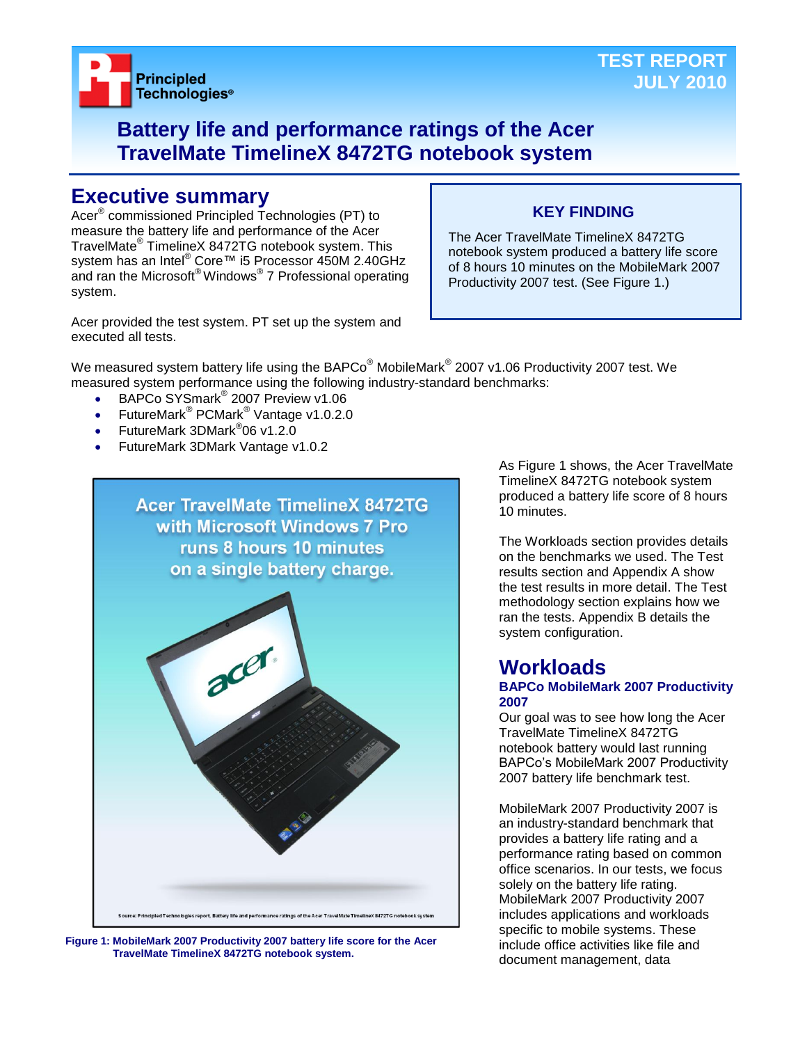TEST REPORT
JULY 2010

# Battery life and performance ratings of the Acer TravelMate TimelineX 8472TG notebook system

## Executive summary

Acer® commissioned Principled Technologies (PT) to measure the battery life and performance of the Acer TravelMate® TimelineX 8472TG notebook system. This system has an Intel® Core™ i5 Processor 450M 2.40GHz and ran the Microsoft® Windows® 7 Professional operating system.

Acer provided the test system. PT set up the system and executed all tests.

**KEY FINDING**

The Acer TravelMate TimelineX 8472TG notebook system produced a battery life score of 8 hours 10 minutes on the MobileMark 2007 Productivity 2007 test. (See Figure 1.)

We measured system battery life using the BAPCo® MobileMark® 2007 v1.06 Productivity 2007 test. We measured system performance using the following industry-standard benchmarks:

- BAPCo SYSmark® 2007 Preview v1.06
- FutureMark® PCMark® Vantage v1.0.2.0
- FutureMark 3DMark®06 v1.2.0
- FutureMark 3DMark Vantage v1.0.2

Acer TravelMate TimelineX 8472TG with Microsoft Windows 7 Pro runs 8 hours 10 minutes on a single battery charge.

Source: Principled Technologies report, Battery life and performance ratings of the Acer TravelMate TimelineX 8472TG notebook system

**Figure 1: MobileMark 2007 Productivity 2007 battery life score for the Acer TravelMate TimelineX 8472TG notebook system.**

As Figure 1 shows, the Acer TravelMate TimelineX 8472TG notebook system produced a battery life score of 8 hours 10 minutes.

The Workloads section provides details on the benchmarks we used. The Test results section and Appendix A show the test results in more detail. The Test methodology section explains how we ran the tests. Appendix B details the system configuration.

## Workloads

### BAPCo MobileMark 2007 Productivity 2007

Our goal was to see how long the Acer TravelMate TimelineX 8472TG notebook battery would last running BAPCo's MobileMark 2007 Productivity 2007 battery life benchmark test.

MobileMark 2007 Productivity 2007 is an industry-standard benchmark that provides a battery life rating and a performance rating based on common office scenarios. In our tests, we focus solely on the battery life rating. MobileMark 2007 Productivity 2007 includes applications and workloads specific to mobile systems. These include office activities like file and document management, data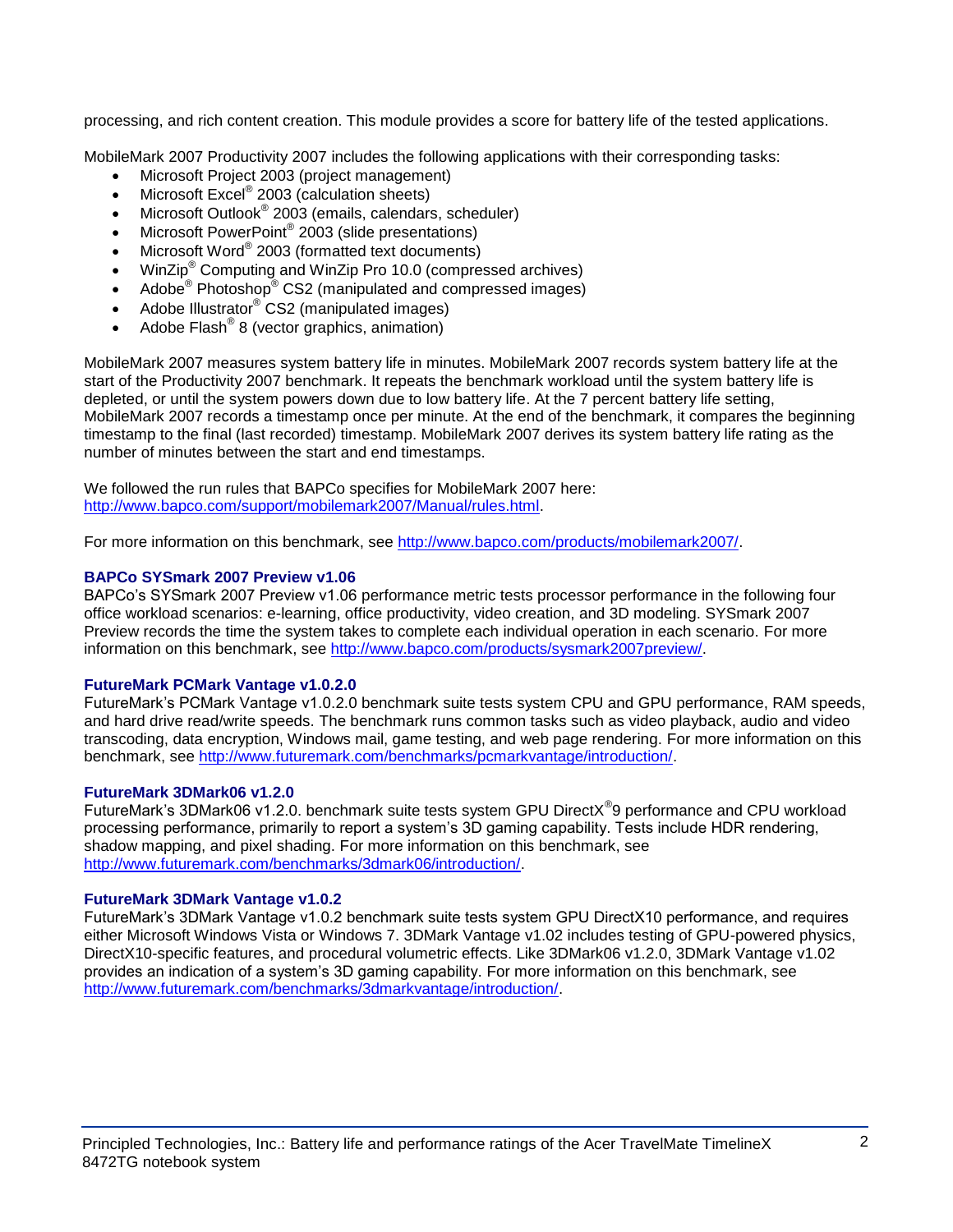processing, and rich content creation. This module provides a score for battery life of the tested applications.

MobileMark 2007 Productivity 2007 includes the following applications with their corresponding tasks:

- Microsoft Project 2003 (project management)
- Microsoft Excel® 2003 (calculation sheets)
- Microsoft Outlook® 2003 (emails, calendars, scheduler)
- Microsoft PowerPoint® 2003 (slide presentations)
- Microsoft Word® 2003 (formatted text documents)
- WinZip® Computing and WinZip Pro 10.0 (compressed archives)
- Adobe® Photoshop® CS2 (manipulated and compressed images)
- Adobe Illustrator® CS2 (manipulated images)
- Adobe Flash® 8 (vector graphics, animation)

MobileMark 2007 measures system battery life in minutes. MobileMark 2007 records system battery life at the start of the Productivity 2007 benchmark. It repeats the benchmark workload until the system battery life is depleted, or until the system powers down due to low battery life. At the 7 percent battery life setting, MobileMark 2007 records a timestamp once per minute. At the end of the benchmark, it compares the beginning timestamp to the final (last recorded) timestamp. MobileMark 2007 derives its system battery life rating as the number of minutes between the start and end timestamps.

We followed the run rules that BAPCo specifies for MobileMark 2007 here: http://www.bapco.com/support/mobilemark2007/Manual/rules.html.

For more information on this benchmark, see http://www.bapco.com/products/mobilemark2007/.

### BAPCo SYSmark 2007 Preview v1.06

BAPCo's SYSmark 2007 Preview v1.06 performance metric tests processor performance in the following four office workload scenarios: e-learning, office productivity, video creation, and 3D modeling. SYSmark 2007 Preview records the time the system takes to complete each individual operation in each scenario. For more information on this benchmark, see http://www.bapco.com/products/sysmark2007preview/.

### FutureMark PCMark Vantage v1.0.2.0

FutureMark's PCMark Vantage v1.0.2.0 benchmark suite tests system CPU and GPU performance, RAM speeds, and hard drive read/write speeds. The benchmark runs common tasks such as video playback, audio and video transcoding, data encryption, Windows mail, game testing, and web page rendering. For more information on this benchmark, see http://www.futuremark.com/benchmarks/pcmarkvantage/introduction/.

### FutureMark 3DMark06 v1.2.0

FutureMark's 3DMark06 v1.2.0. benchmark suite tests system GPU DirectX®9 performance and CPU workload processing performance, primarily to report a system's 3D gaming capability. Tests include HDR rendering, shadow mapping, and pixel shading. For more information on this benchmark, see http://www.futuremark.com/benchmarks/3dmark06/introduction/.

### FutureMark 3DMark Vantage v1.0.2

FutureMark's 3DMark Vantage v1.0.2 benchmark suite tests system GPU DirectX10 performance, and requires either Microsoft Windows Vista or Windows 7. 3DMark Vantage v1.02 includes testing of GPU-powered physics, DirectX10-specific features, and procedural volumetric effects. Like 3DMark06 v1.2.0, 3DMark Vantage v1.02 provides an indication of a system's 3D gaming capability. For more information on this benchmark, see http://www.futuremark.com/benchmarks/3dmarkvantage/introduction/.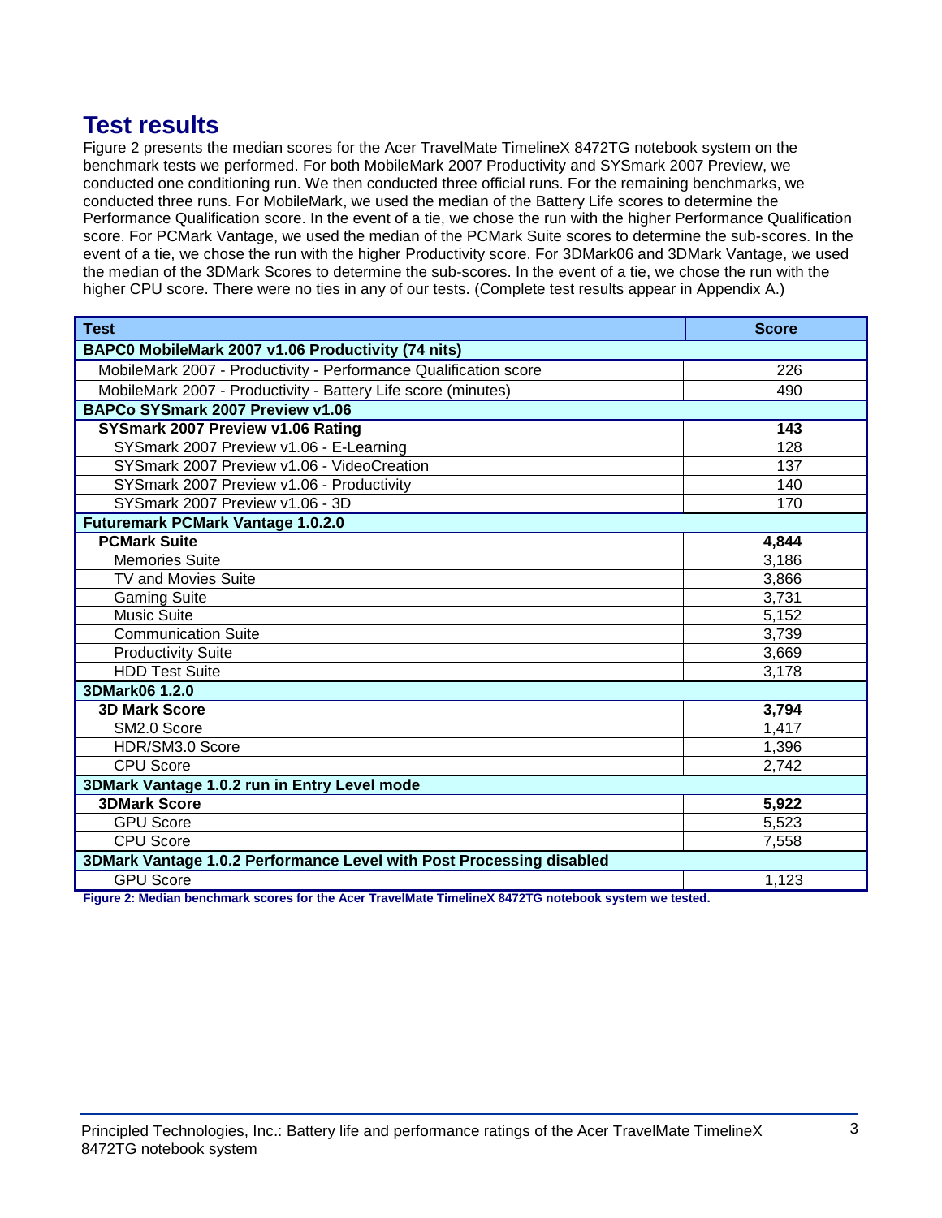# Test results

Figure 2 presents the median scores for the Acer TravelMate TimelineX 8472TG notebook system on the benchmark tests we performed. For both MobileMark 2007 Productivity and SYSmark 2007 Preview, we conducted one conditioning run. We then conducted three official runs. For the remaining benchmarks, we conducted three runs. For MobileMark, we used the median of the Battery Life scores to determine the Performance Qualification score. In the event of a tie, we chose the run with the higher Performance Qualification score. For PCMark Vantage, we used the median of the PCMark Suite scores to determine the sub-scores. In the event of a tie, we chose the run with the higher Productivity score. For 3DMark06 and 3DMark Vantage, we used the median of the 3DMark Scores to determine the sub-scores. In the event of a tie, we chose the run with the higher CPU score. There were no ties in any of our tests. (Complete test results appear in Appendix A.)

| Test | Score |
|---|---|
| **BAPC0 MobileMark 2007 v1.06 Productivity (74 nits)** | |
| MobileMark 2007 - Productivity - Performance Qualification score | 226 |
| MobileMark 2007 - Productivity - Battery Life score (minutes) | 490 |
| **BAPCo SYSmark 2007 Preview v1.06** | |
| **SYSmark 2007 Preview v1.06 Rating** | **143** |
| SYSmark 2007 Preview v1.06 - E-Learning | 128 |
| SYSmark 2007 Preview v1.06 - VideoCreation | 137 |
| SYSmark 2007 Preview v1.06 - Productivity | 140 |
| SYSmark 2007 Preview v1.06 - 3D | 170 |
| **Futuremark PCMark Vantage 1.0.2.0** | |
| **PCMark Suite** | **4,844** |
| Memories Suite | 3,186 |
| TV and Movies Suite | 3,866 |
| Gaming Suite | 3,731 |
| Music Suite | 5,152 |
| Communication Suite | 3,739 |
| Productivity Suite | 3,669 |
| HDD Test Suite | 3,178 |
| **3DMark06 1.2.0** | |
| **3D Mark Score** | **3,794** |
| SM2.0 Score | 1,417 |
| HDR/SM3.0 Score | 1,396 |
| CPU Score | 2,742 |
| **3DMark Vantage 1.0.2 run in Entry Level mode** | |
| **3DMark Score** | **5,922** |
| GPU Score | 5,523 |
| CPU Score | 7,558 |
| **3DMark Vantage 1.0.2 Performance Level with Post Processing disabled** | |
| GPU Score | 1,123 |

**Figure 2: Median benchmark scores for the Acer TravelMate TimelineX 8472TG notebook system we tested.**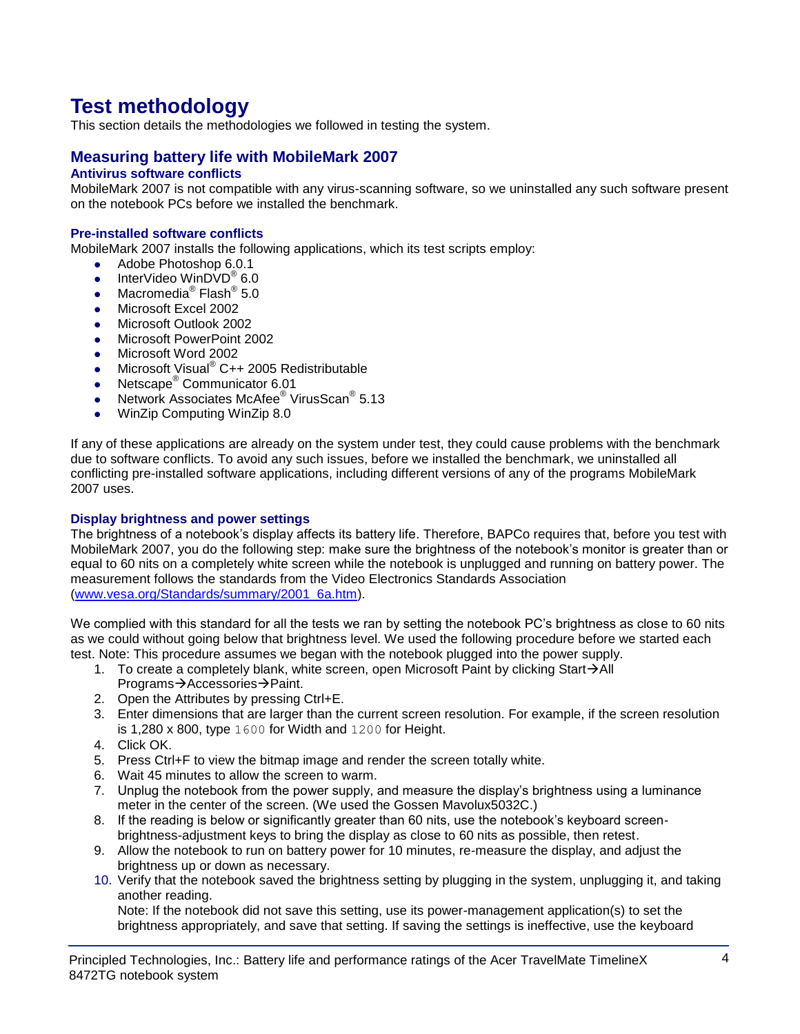# Test methodology

This section details the methodologies we followed in testing the system.

## Measuring battery life with MobileMark 2007

### Antivirus software conflicts

MobileMark 2007 is not compatible with any virus-scanning software, so we uninstalled any such software present on the notebook PCs before we installed the benchmark.

### Pre-installed software conflicts

MobileMark 2007 installs the following applications, which its test scripts employ:

- Adobe Photoshop 6.0.1
- InterVideo WinDVD® 6.0
- Macromedia® Flash® 5.0
- Microsoft Excel 2002
- Microsoft Outlook 2002
- Microsoft PowerPoint 2002
- Microsoft Word 2002
- Microsoft Visual® C++ 2005 Redistributable
- Netscape® Communicator 6.01
- Network Associates McAfee® VirusScan® 5.13
- WinZip Computing WinZip 8.0

If any of these applications are already on the system under test, they could cause problems with the benchmark due to software conflicts. To avoid any such issues, before we installed the benchmark, we uninstalled all conflicting pre-installed software applications, including different versions of any of the programs MobileMark 2007 uses.

### Display brightness and power settings

The brightness of a notebook's display affects its battery life. Therefore, BAPCo requires that, before you test with MobileMark 2007, you do the following step: make sure the brightness of the notebook's monitor is greater than or equal to 60 nits on a completely white screen while the notebook is unplugged and running on battery power. The measurement follows the standards from the Video Electronics Standards Association (www.vesa.org/Standards/summary/2001_6a.htm).

We complied with this standard for all the tests we ran by setting the notebook PC's brightness as close to 60 nits as we could without going below that brightness level. We used the following procedure before we started each test. Note: This procedure assumes we began with the notebook plugged into the power supply.

1. To create a completely blank, white screen, open Microsoft Paint by clicking Start→All Programs→Accessories→Paint.
2. Open the Attributes by pressing Ctrl+E.
3. Enter dimensions that are larger than the current screen resolution. For example, if the screen resolution is 1,280 x 800, type `1600` for Width and `1200` for Height.
4. Click OK.
5. Press Ctrl+F to view the bitmap image and render the screen totally white.
6. Wait 45 minutes to allow the screen to warm.
7. Unplug the notebook from the power supply, and measure the display's brightness using a luminance meter in the center of the screen. (We used the Gossen Mavolux5032C.)
8. If the reading is below or significantly greater than 60 nits, use the notebook's keyboard screen-brightness-adjustment keys to bring the display as close to 60 nits as possible, then retest.
9. Allow the notebook to run on battery power for 10 minutes, re-measure the display, and adjust the brightness up or down as necessary.
10. Verify that the notebook saved the brightness setting by plugging in the system, unplugging it, and taking another reading.
    Note: If the notebook did not save this setting, use its power-management application(s) to set the brightness appropriately, and save that setting. If saving the settings is ineffective, use the keyboard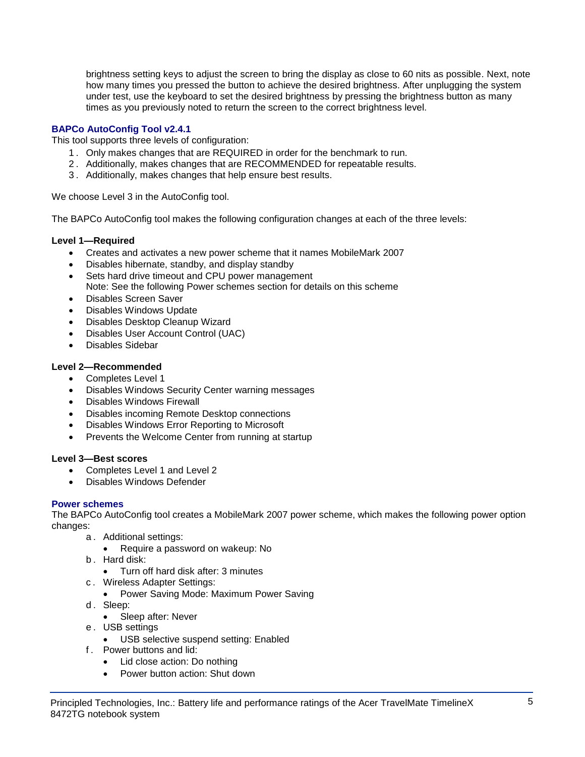brightness setting keys to adjust the screen to bring the display as close to 60 nits as possible. Next, note how many times you pressed the button to achieve the desired brightness. After unplugging the system under test, use the keyboard to set the desired brightness by pressing the brightness button as many times as you previously noted to return the screen to the correct brightness level.

### BAPCo AutoConfig Tool v2.4.1

This tool supports three levels of configuration:

1. Only makes changes that are REQUIRED in order for the benchmark to run.
2. Additionally, makes changes that are RECOMMENDED for repeatable results.
3. Additionally, makes changes that help ensure best results.

We choose Level 3 in the AutoConfig tool.

The BAPCo AutoConfig tool makes the following configuration changes at each of the three levels:

**Level 1—Required**

- Creates and activates a new power scheme that it names MobileMark 2007
- Disables hibernate, standby, and display standby
- Sets hard drive timeout and CPU power management
  Note: See the following Power schemes section for details on this scheme
- Disables Screen Saver
- Disables Windows Update
- Disables Desktop Cleanup Wizard
- Disables User Account Control (UAC)
- Disables Sidebar

**Level 2—Recommended**

- Completes Level 1
- Disables Windows Security Center warning messages
- Disables Windows Firewall
- Disables incoming Remote Desktop connections
- Disables Windows Error Reporting to Microsoft
- Prevents the Welcome Center from running at startup

**Level 3—Best scores**

- Completes Level 1 and Level 2
- Disables Windows Defender

### Power schemes

The BAPCo AutoConfig tool creates a MobileMark 2007 power scheme, which makes the following power option changes:

a. Additional settings:
   - Require a password on wakeup: No
b. Hard disk:
   - Turn off hard disk after: 3 minutes
c. Wireless Adapter Settings:
   - Power Saving Mode: Maximum Power Saving
d. Sleep:
   - Sleep after: Never
e. USB settings
   - USB selective suspend setting: Enabled
f. Power buttons and lid:
   - Lid close action: Do nothing
   - Power button action: Shut down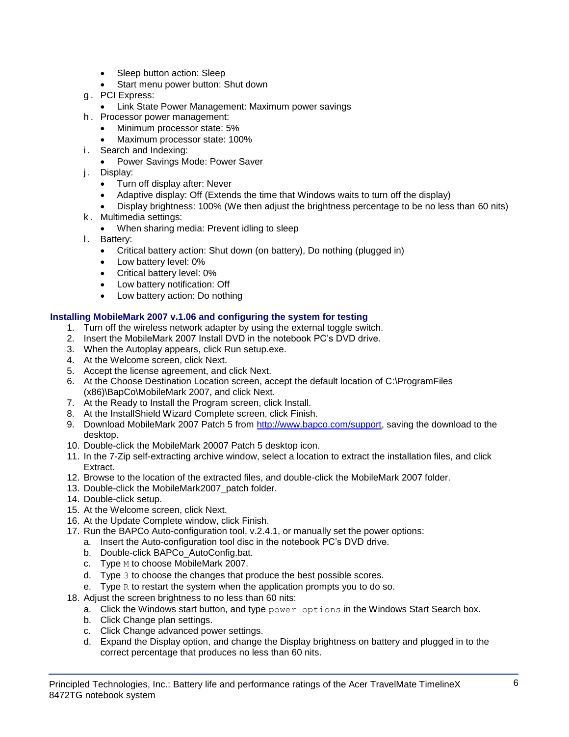- Sleep button action: Sleep
- Start menu power button: Shut down

g. PCI Express:
- Link State Power Management: Maximum power savings

h. Processor power management:
- Minimum processor state: 5%
- Maximum processor state: 100%

i. Search and Indexing:
- Power Savings Mode: Power Saver

j. Display:
- Turn off display after: Never
- Adaptive display: Off (Extends the time that Windows waits to turn off the display)
- Display brightness: 100% (We then adjust the brightness percentage to be no less than 60 nits)

k. Multimedia settings:
- When sharing media: Prevent idling to sleep

l. Battery:
- Critical battery action: Shut down (on battery), Do nothing (plugged in)
- Low battery level: 0%
- Critical battery level: 0%
- Low battery notification: Off
- Low battery action: Do nothing

### Installing MobileMark 2007 v.1.06 and configuring the system for testing

1. Turn off the wireless network adapter by using the external toggle switch.
2. Insert the MobileMark 2007 Install DVD in the notebook PC's DVD drive.
3. When the Autoplay appears, click Run setup.exe.
4. At the Welcome screen, click Next.
5. Accept the license agreement, and click Next.
6. At the Choose Destination Location screen, accept the default location of C:\ProgramFiles (x86)\BapCo\MobileMark 2007, and click Next.
7. At the Ready to Install the Program screen, click Install.
8. At the InstallShield Wizard Complete screen, click Finish.
9. Download MobileMark 2007 Patch 5 from http://www.bapco.com/support, saving the download to the desktop.
10. Double-click the MobileMark 20007 Patch 5 desktop icon.
11. In the 7-Zip self-extracting archive window, select a location to extract the installation files, and click Extract.
12. Browse to the location of the extracted files, and double-click the MobileMark 2007 folder.
13. Double-click the MobileMark2007_patch folder.
14. Double-click setup.
15. At the Welcome screen, click Next.
16. At the Update Complete window, click Finish.
17. Run the BAPCo Auto-configuration tool, v.2.4.1, or manually set the power options:
    a. Insert the Auto-configuration tool disc in the notebook PC's DVD drive.
    b. Double-click BAPCo_AutoConfig.bat.
    c. Type `M` to choose MobileMark 2007.
    d. Type `3` to choose the changes that produce the best possible scores.
    e. Type `R` to restart the system when the application prompts you to do so.
18. Adjust the screen brightness to no less than 60 nits:
    a. Click the Windows start button, and type `power options` in the Windows Start Search box.
    b. Click Change plan settings.
    c. Click Change advanced power settings.
    d. Expand the Display option, and change the Display brightness on battery and plugged in to the correct percentage that produces no less than 60 nits.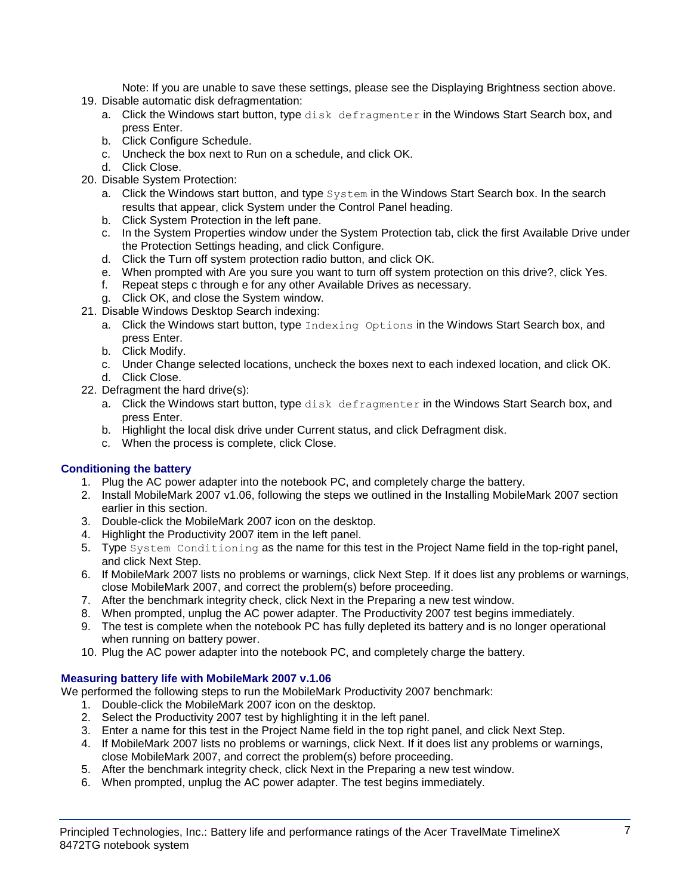Note: If you are unable to save these settings, please see the Displaying Brightness section above.

19. Disable automatic disk defragmentation:
    a. Click the Windows start button, type `disk defragmenter` in the Windows Start Search box, and press Enter.
    b. Click Configure Schedule.
    c. Uncheck the box next to Run on a schedule, and click OK.
    d. Click Close.
20. Disable System Protection:
    a. Click the Windows start button, and type `System` in the Windows Start Search box. In the search results that appear, click System under the Control Panel heading.
    b. Click System Protection in the left pane.
    c. In the System Properties window under the System Protection tab, click the first Available Drive under the Protection Settings heading, and click Configure.
    d. Click the Turn off system protection radio button, and click OK.
    e. When prompted with Are you sure you want to turn off system protection on this drive?, click Yes.
    f. Repeat steps c through e for any other Available Drives as necessary.
    g. Click OK, and close the System window.
21. Disable Windows Desktop Search indexing:
    a. Click the Windows start button, type `Indexing Options` in the Windows Start Search box, and press Enter.
    b. Click Modify.
    c. Under Change selected locations, uncheck the boxes next to each indexed location, and click OK.
    d. Click Close.
22. Defragment the hard drive(s):
    a. Click the Windows start button, type `disk defragmenter` in the Windows Start Search box, and press Enter.
    b. Highlight the local disk drive under Current status, and click Defragment disk.
    c. When the process is complete, click Close.

### Conditioning the battery

1. Plug the AC power adapter into the notebook PC, and completely charge the battery.
2. Install MobileMark 2007 v1.06, following the steps we outlined in the Installing MobileMark 2007 section earlier in this section.
3. Double-click the MobileMark 2007 icon on the desktop.
4. Highlight the Productivity 2007 item in the left panel.
5. Type `System Conditioning` as the name for this test in the Project Name field in the top-right panel, and click Next Step.
6. If MobileMark 2007 lists no problems or warnings, click Next Step. If it does list any problems or warnings, close MobileMark 2007, and correct the problem(s) before proceeding.
7. After the benchmark integrity check, click Next in the Preparing a new test window.
8. When prompted, unplug the AC power adapter. The Productivity 2007 test begins immediately.
9. The test is complete when the notebook PC has fully depleted its battery and is no longer operational when running on battery power.
10. Plug the AC power adapter into the notebook PC, and completely charge the battery.

### Measuring battery life with MobileMark 2007 v.1.06

We performed the following steps to run the MobileMark Productivity 2007 benchmark:

1. Double-click the MobileMark 2007 icon on the desktop.
2. Select the Productivity 2007 test by highlighting it in the left panel.
3. Enter a name for this test in the Project Name field in the top right panel, and click Next Step.
4. If MobileMark 2007 lists no problems or warnings, click Next. If it does list any problems or warnings, close MobileMark 2007, and correct the problem(s) before proceeding.
5. After the benchmark integrity check, click Next in the Preparing a new test window.
6. When prompted, unplug the AC power adapter. The test begins immediately.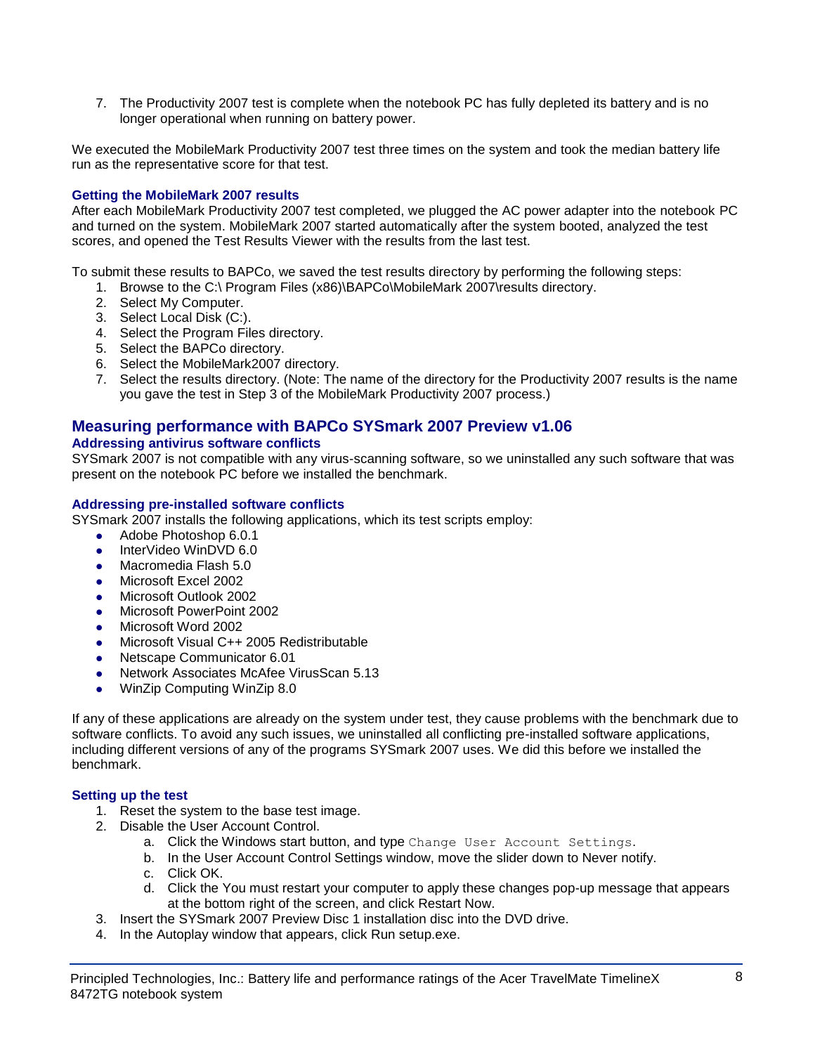7. The Productivity 2007 test is complete when the notebook PC has fully depleted its battery and is no longer operational when running on battery power.

We executed the MobileMark Productivity 2007 test three times on the system and took the median battery life run as the representative score for that test.

### Getting the MobileMark 2007 results

After each MobileMark Productivity 2007 test completed, we plugged the AC power adapter into the notebook PC and turned on the system. MobileMark 2007 started automatically after the system booted, analyzed the test scores, and opened the Test Results Viewer with the results from the last test.

To submit these results to BAPCo, we saved the test results directory by performing the following steps:

1. Browse to the C:\ Program Files (x86)\BAPCo\MobileMark 2007\results directory.
2. Select My Computer.
3. Select Local Disk (C:).
4. Select the Program Files directory.
5. Select the BAPCo directory.
6. Select the MobileMark2007 directory.
7. Select the results directory. (Note: The name of the directory for the Productivity 2007 results is the name you gave the test in Step 3 of the MobileMark Productivity 2007 process.)

## Measuring performance with BAPCo SYSmark 2007 Preview v1.06

### Addressing antivirus software conflicts

SYSmark 2007 is not compatible with any virus-scanning software, so we uninstalled any such software that was present on the notebook PC before we installed the benchmark.

### Addressing pre-installed software conflicts

SYSmark 2007 installs the following applications, which its test scripts employ:

- Adobe Photoshop 6.0.1
- InterVideo WinDVD 6.0
- Macromedia Flash 5.0
- Microsoft Excel 2002
- Microsoft Outlook 2002
- Microsoft PowerPoint 2002
- Microsoft Word 2002
- Microsoft Visual C++ 2005 Redistributable
- Netscape Communicator 6.01
- Network Associates McAfee VirusScan 5.13
- WinZip Computing WinZip 8.0

If any of these applications are already on the system under test, they cause problems with the benchmark due to software conflicts. To avoid any such issues, we uninstalled all conflicting pre-installed software applications, including different versions of any of the programs SYSmark 2007 uses. We did this before we installed the benchmark.

### Setting up the test

1. Reset the system to the base test image.
2. Disable the User Account Control.
    a. Click the Windows start button, and type `Change User Account Settings`.
    b. In the User Account Control Settings window, move the slider down to Never notify.
    c. Click OK.
    d. Click the You must restart your computer to apply these changes pop-up message that appears at the bottom right of the screen, and click Restart Now.
3. Insert the SYSmark 2007 Preview Disc 1 installation disc into the DVD drive.
4. In the Autoplay window that appears, click Run setup.exe.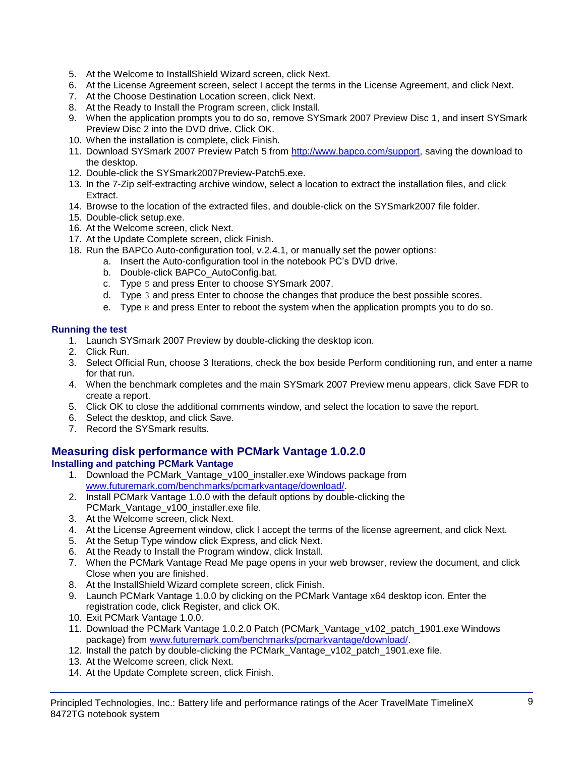5. At the Welcome to InstallShield Wizard screen, click Next.
6. At the License Agreement screen, select I accept the terms in the License Agreement, and click Next.
7. At the Choose Destination Location screen, click Next.
8. At the Ready to Install the Program screen, click Install.
9. When the application prompts you to do so, remove SYSmark 2007 Preview Disc 1, and insert SYSmark Preview Disc 2 into the DVD drive. Click OK.
10. When the installation is complete, click Finish.
11. Download SYSmark 2007 Preview Patch 5 from http://www.bapco.com/support, saving the download to the desktop.
12. Double-click the SYSmark2007Preview-Patch5.exe.
13. In the 7-Zip self-extracting archive window, select a location to extract the installation files, and click Extract.
14. Browse to the location of the extracted files, and double-click on the SYSmark2007 file folder.
15. Double-click setup.exe.
16. At the Welcome screen, click Next.
17. At the Update Complete screen, click Finish.
18. Run the BAPCo Auto-configuration tool, v.2.4.1, or manually set the power options:
    a. Insert the Auto-configuration tool in the notebook PC's DVD drive.
    b. Double-click BAPCo_AutoConfig.bat.
    c. Type `S` and press Enter to choose SYSmark 2007.
    d. Type `3` and press Enter to choose the changes that produce the best possible scores.
    e. Type `R` and press Enter to reboot the system when the application prompts you to do so.

### Running the test

1. Launch SYSmark 2007 Preview by double-clicking the desktop icon.
2. Click Run.
3. Select Official Run, choose 3 Iterations, check the box beside Perform conditioning run, and enter a name for that run.
4. When the benchmark completes and the main SYSmark 2007 Preview menu appears, click Save FDR to create a report.
5. Click OK to close the additional comments window, and select the location to save the report.
6. Select the desktop, and click Save.
7. Record the SYSmark results.

## Measuring disk performance with PCMark Vantage 1.0.2.0

### Installing and patching PCMark Vantage

1. Download the PCMark_Vantage_v100_installer.exe Windows package from www.futuremark.com/benchmarks/pcmarkvantage/download/.
2. Install PCMark Vantage 1.0.0 with the default options by double-clicking the PCMark_Vantage_v100_installer.exe file.
3. At the Welcome screen, click Next.
4. At the License Agreement window, click I accept the terms of the license agreement, and click Next.
5. At the Setup Type window click Express, and click Next.
6. At the Ready to Install the Program window, click Install.
7. When the PCMark Vantage Read Me page opens in your web browser, review the document, and click Close when you are finished.
8. At the InstallShield Wizard complete screen, click Finish.
9. Launch PCMark Vantage 1.0.0 by clicking on the PCMark Vantage x64 desktop icon. Enter the registration code, click Register, and click OK.
10. Exit PCMark Vantage 1.0.0.
11. Download the PCMark Vantage 1.0.2.0 Patch (PCMark_Vantage_v102_patch_1901.exe Windows package) from www.futuremark.com/benchmarks/pcmarkvantage/download/.
12. Install the patch by double-clicking the PCMark_Vantage_v102_patch_1901.exe file.
13. At the Welcome screen, click Next.
14. At the Update Complete screen, click Finish.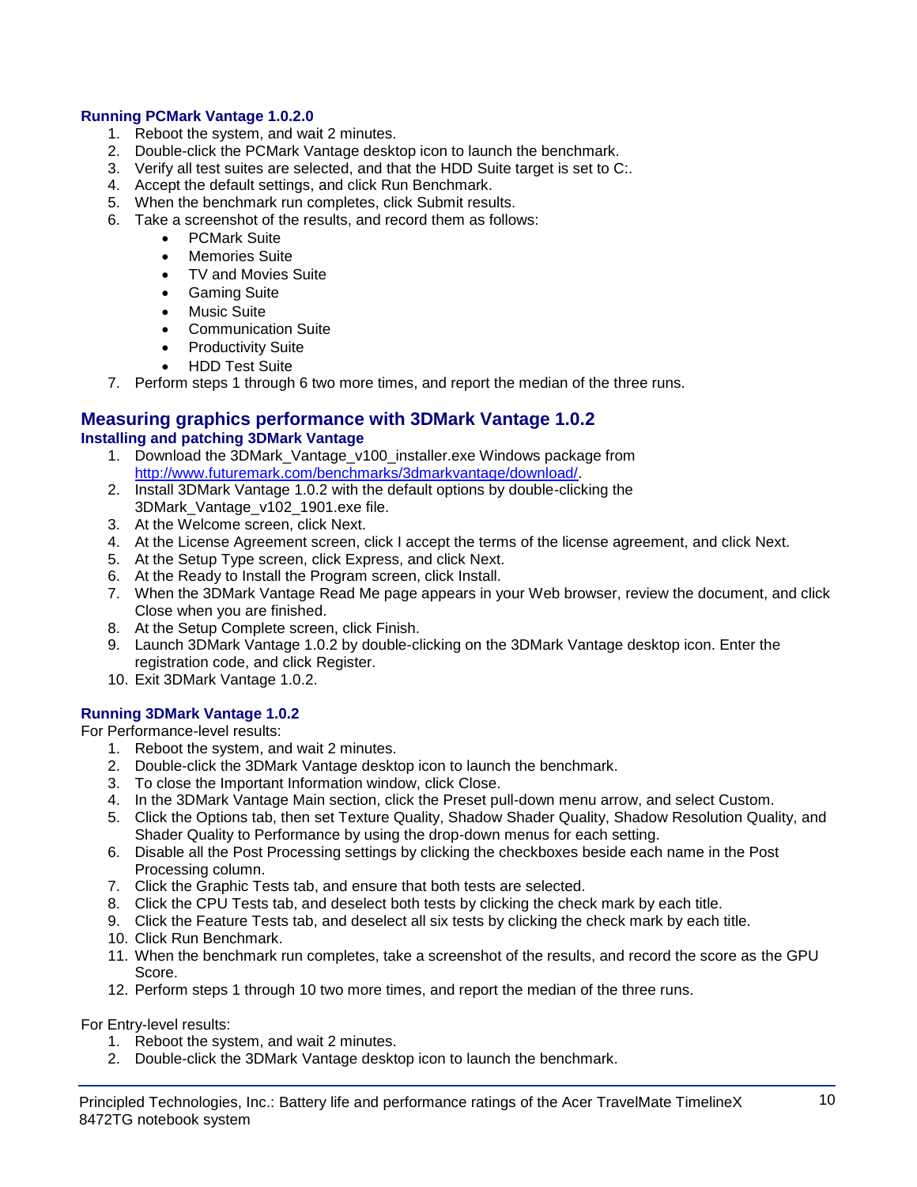### Running PCMark Vantage 1.0.2.0

1. Reboot the system, and wait 2 minutes.
2. Double-click the PCMark Vantage desktop icon to launch the benchmark.
3. Verify all test suites are selected, and that the HDD Suite target is set to C:.
4. Accept the default settings, and click Run Benchmark.
5. When the benchmark run completes, click Submit results.
6. Take a screenshot of the results, and record them as follows:
   - PCMark Suite
   - Memories Suite
   - TV and Movies Suite
   - Gaming Suite
   - Music Suite
   - Communication Suite
   - Productivity Suite
   - HDD Test Suite
7. Perform steps 1 through 6 two more times, and report the median of the three runs.

## Measuring graphics performance with 3DMark Vantage 1.0.2

### Installing and patching 3DMark Vantage

1. Download the 3DMark_Vantage_v100_installer.exe Windows package from http://www.futuremark.com/benchmarks/3dmarkvantage/download/.
2. Install 3DMark Vantage 1.0.2 with the default options by double-clicking the 3DMark_Vantage_v102_1901.exe file.
3. At the Welcome screen, click Next.
4. At the License Agreement screen, click I accept the terms of the license agreement, and click Next.
5. At the Setup Type screen, click Express, and click Next.
6. At the Ready to Install the Program screen, click Install.
7. When the 3DMark Vantage Read Me page appears in your Web browser, review the document, and click Close when you are finished.
8. At the Setup Complete screen, click Finish.
9. Launch 3DMark Vantage 1.0.2 by double-clicking on the 3DMark Vantage desktop icon. Enter the registration code, and click Register.
10. Exit 3DMark Vantage 1.0.2.

### Running 3DMark Vantage 1.0.2

For Performance-level results:

1. Reboot the system, and wait 2 minutes.
2. Double-click the 3DMark Vantage desktop icon to launch the benchmark.
3. To close the Important Information window, click Close.
4. In the 3DMark Vantage Main section, click the Preset pull-down menu arrow, and select Custom.
5. Click the Options tab, then set Texture Quality, Shadow Shader Quality, Shadow Resolution Quality, and Shader Quality to Performance by using the drop-down menus for each setting.
6. Disable all the Post Processing settings by clicking the checkboxes beside each name in the Post Processing column.
7. Click the Graphic Tests tab, and ensure that both tests are selected.
8. Click the CPU Tests tab, and deselect both tests by clicking the check mark by each title.
9. Click the Feature Tests tab, and deselect all six tests by clicking the check mark by each title.
10. Click Run Benchmark.
11. When the benchmark run completes, take a screenshot of the results, and record the score as the GPU Score.
12. Perform steps 1 through 10 two more times, and report the median of the three runs.

For Entry-level results:

1. Reboot the system, and wait 2 minutes.
2. Double-click the 3DMark Vantage desktop icon to launch the benchmark.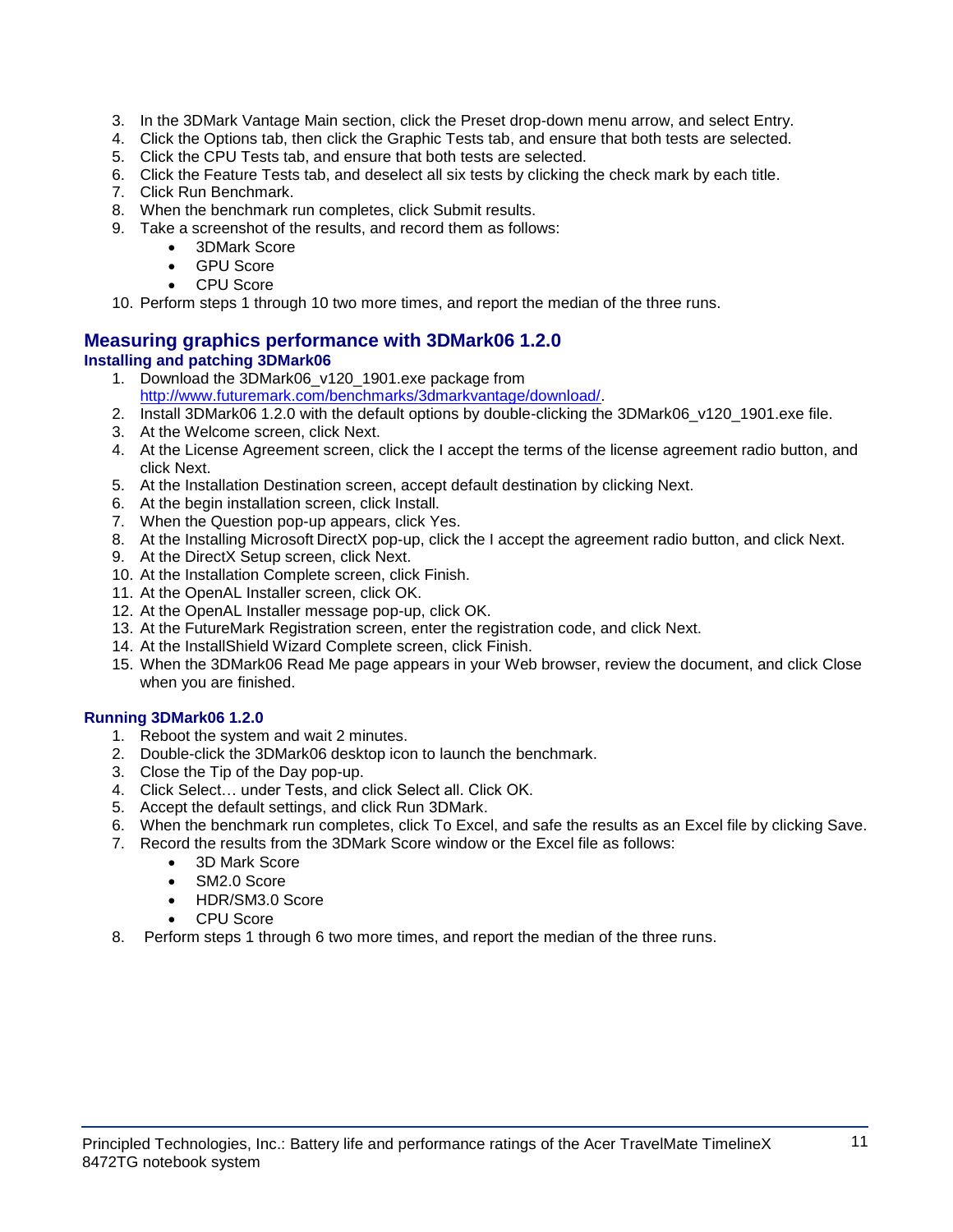3. In the 3DMark Vantage Main section, click the Preset drop-down menu arrow, and select Entry.
4. Click the Options tab, then click the Graphic Tests tab, and ensure that both tests are selected.
5. Click the CPU Tests tab, and ensure that both tests are selected.
6. Click the Feature Tests tab, and deselect all six tests by clicking the check mark by each title.
7. Click Run Benchmark.
8. When the benchmark run completes, click Submit results.
9. Take a screenshot of the results, and record them as follows:
   - 3DMark Score
   - GPU Score
   - CPU Score
10. Perform steps 1 through 10 two more times, and report the median of the three runs.

## Measuring graphics performance with 3DMark06 1.2.0

### Installing and patching 3DMark06

1. Download the 3DMark06_v120_1901.exe package from http://www.futuremark.com/benchmarks/3dmarkvantage/download/.
2. Install 3DMark06 1.2.0 with the default options by double-clicking the 3DMark06_v120_1901.exe file.
3. At the Welcome screen, click Next.
4. At the License Agreement screen, click the I accept the terms of the license agreement radio button, and click Next.
5. At the Installation Destination screen, accept default destination by clicking Next.
6. At the begin installation screen, click Install.
7. When the Question pop-up appears, click Yes.
8. At the Installing Microsoft DirectX pop-up, click the I accept the agreement radio button, and click Next.
9. At the DirectX Setup screen, click Next.
10. At the Installation Complete screen, click Finish.
11. At the OpenAL Installer screen, click OK.
12. At the OpenAL Installer message pop-up, click OK.
13. At the FutureMark Registration screen, enter the registration code, and click Next.
14. At the InstallShield Wizard Complete screen, click Finish.
15. When the 3DMark06 Read Me page appears in your Web browser, review the document, and click Close when you are finished.

### Running 3DMark06 1.2.0

1. Reboot the system and wait 2 minutes.
2. Double-click the 3DMark06 desktop icon to launch the benchmark.
3. Close the Tip of the Day pop-up.
4. Click Select… under Tests, and click Select all. Click OK.
5. Accept the default settings, and click Run 3DMark.
6. When the benchmark run completes, click To Excel, and safe the results as an Excel file by clicking Save.
7. Record the results from the 3DMark Score window or the Excel file as follows:
   - 3D Mark Score
   - SM2.0 Score
   - HDR/SM3.0 Score
   - CPU Score
8. Perform steps 1 through 6 two more times, and report the median of the three runs.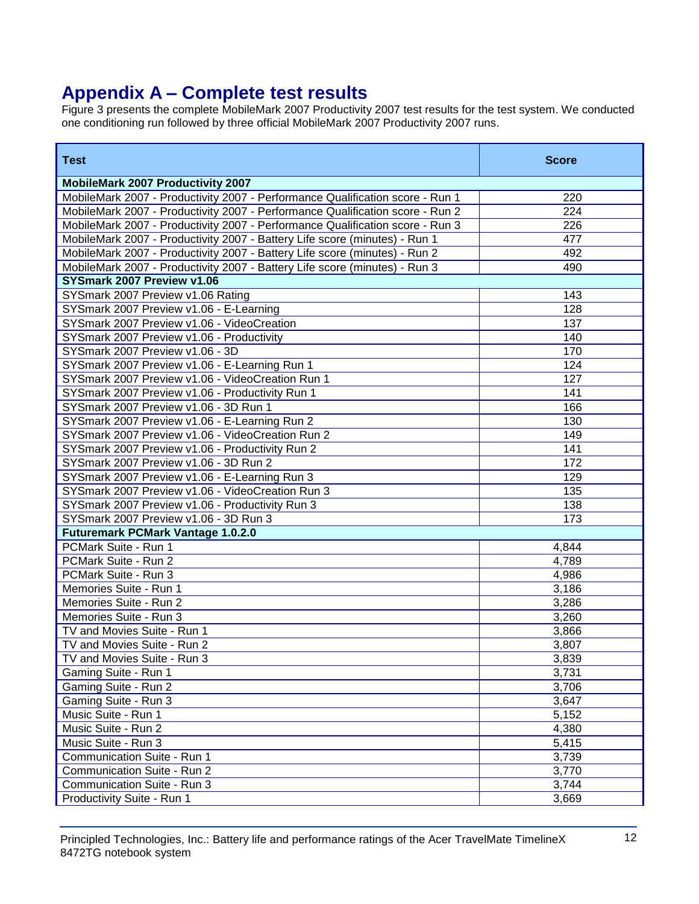# Appendix A – Complete test results

Figure 3 presents the complete MobileMark 2007 Productivity 2007 test results for the test system. We conducted one conditioning run followed by three official MobileMark 2007 Productivity 2007 runs.

| Test | Score |
|---|---|
| **MobileMark 2007 Productivity 2007** | |
| MobileMark 2007 - Productivity 2007 - Performance Qualification score - Run 1 | 220 |
| MobileMark 2007 - Productivity 2007 - Performance Qualification score - Run 2 | 224 |
| MobileMark 2007 - Productivity 2007 - Performance Qualification score - Run 3 | 226 |
| MobileMark 2007 - Productivity 2007 - Battery Life score (minutes) - Run 1 | 477 |
| MobileMark 2007 - Productivity 2007 - Battery Life score (minutes) - Run 2 | 492 |
| MobileMark 2007 - Productivity 2007 - Battery Life score (minutes) - Run 3 | 490 |
| **SYSmark 2007 Preview v1.06** | |
| SYSmark 2007 Preview v1.06 Rating | 143 |
| SYSmark 2007 Preview v1.06 - E-Learning | 128 |
| SYSmark 2007 Preview v1.06 - VideoCreation | 137 |
| SYSmark 2007 Preview v1.06 - Productivity | 140 |
| SYSmark 2007 Preview v1.06 - 3D | 170 |
| SYSmark 2007 Preview v1.06 - E-Learning Run 1 | 124 |
| SYSmark 2007 Preview v1.06 - VideoCreation Run 1 | 127 |
| SYSmark 2007 Preview v1.06 - Productivity Run 1 | 141 |
| SYSmark 2007 Preview v1.06 - 3D Run 1 | 166 |
| SYSmark 2007 Preview v1.06 - E-Learning Run 2 | 130 |
| SYSmark 2007 Preview v1.06 - VideoCreation Run 2 | 149 |
| SYSmark 2007 Preview v1.06 - Productivity Run 2 | 141 |
| SYSmark 2007 Preview v1.06 - 3D Run 2 | 172 |
| SYSmark 2007 Preview v1.06 - E-Learning Run 3 | 129 |
| SYSmark 2007 Preview v1.06 - VideoCreation Run 3 | 135 |
| SYSmark 2007 Preview v1.06 - Productivity Run 3 | 138 |
| SYSmark 2007 Preview v1.06 - 3D Run 3 | 173 |
| **Futuremark PCMark Vantage 1.0.2.0** | |
| PCMark Suite - Run 1 | 4,844 |
| PCMark Suite - Run 2 | 4,789 |
| PCMark Suite - Run 3 | 4,986 |
| Memories Suite - Run 1 | 3,186 |
| Memories Suite - Run 2 | 3,286 |
| Memories Suite - Run 3 | 3,260 |
| TV and Movies Suite - Run 1 | 3,866 |
| TV and Movies Suite - Run 2 | 3,807 |
| TV and Movies Suite - Run 3 | 3,839 |
| Gaming Suite - Run 1 | 3,731 |
| Gaming Suite - Run 2 | 3,706 |
| Gaming Suite - Run 3 | 3,647 |
| Music Suite - Run 1 | 5,152 |
| Music Suite - Run 2 | 4,380 |
| Music Suite - Run 3 | 5,415 |
| Communication Suite - Run 1 | 3,739 |
| Communication Suite - Run 2 | 3,770 |
| Communication Suite - Run 3 | 3,744 |
| Productivity Suite - Run 1 | 3,669 |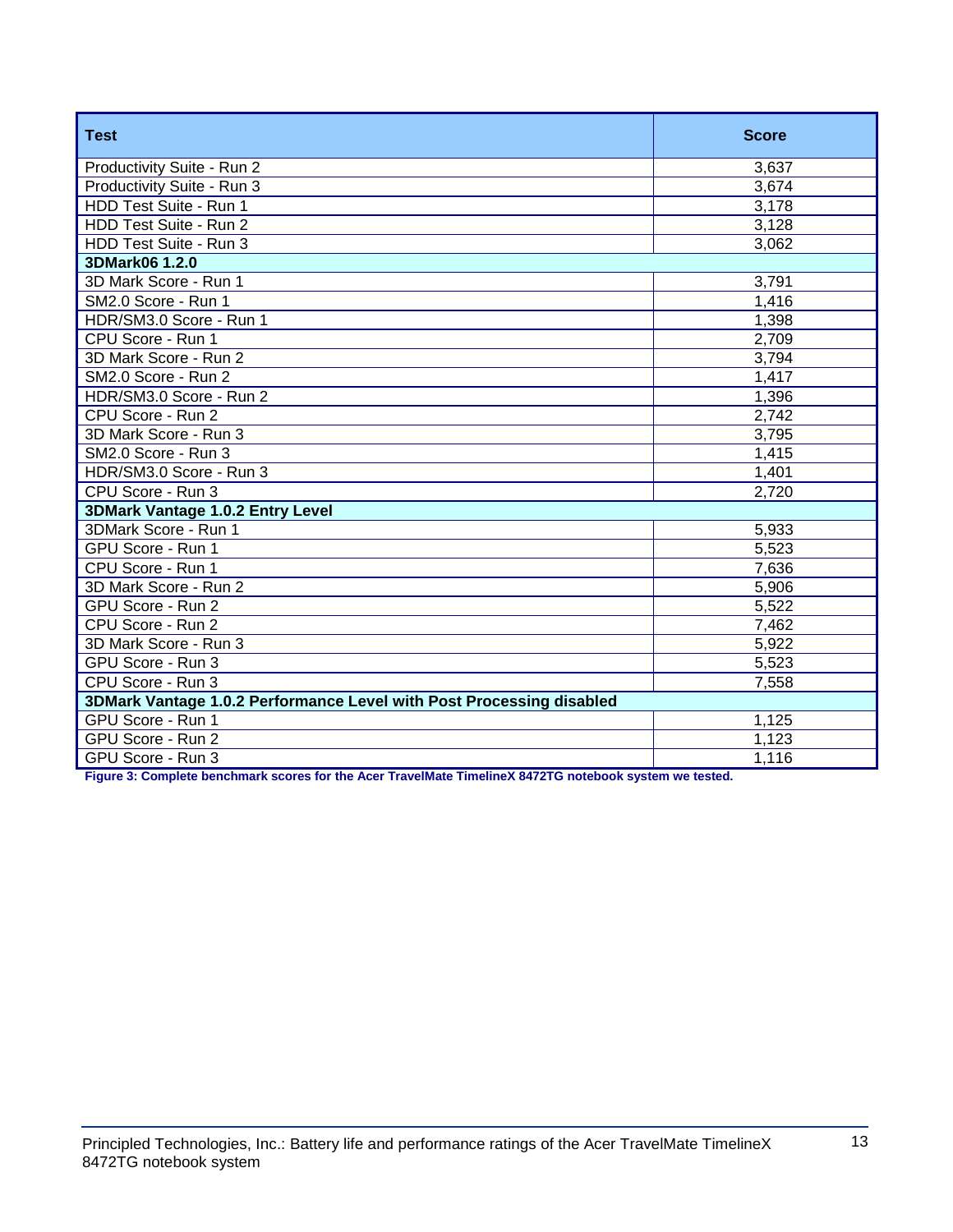| Test | Score |
|---|---|
| Productivity Suite - Run 2 | 3,637 |
| Productivity Suite - Run 3 | 3,674 |
| HDD Test Suite - Run 1 | 3,178 |
| HDD Test Suite - Run 2 | 3,128 |
| HDD Test Suite - Run 3 | 3,062 |
| **3DMark06 1.2.0** | |
| 3D Mark Score - Run 1 | 3,791 |
| SM2.0 Score - Run 1 | 1,416 |
| HDR/SM3.0 Score - Run 1 | 1,398 |
| CPU Score - Run 1 | 2,709 |
| 3D Mark Score - Run 2 | 3,794 |
| SM2.0 Score - Run 2 | 1,417 |
| HDR/SM3.0 Score - Run 2 | 1,396 |
| CPU Score - Run 2 | 2,742 |
| 3D Mark Score - Run 3 | 3,795 |
| SM2.0 Score - Run 3 | 1,415 |
| HDR/SM3.0 Score - Run 3 | 1,401 |
| CPU Score - Run 3 | 2,720 |
| **3DMark Vantage 1.0.2 Entry Level** | |
| 3DMark Score - Run 1 | 5,933 |
| GPU Score - Run 1 | 5,523 |
| CPU Score - Run 1 | 7,636 |
| 3D Mark Score - Run 2 | 5,906 |
| GPU Score - Run 2 | 5,522 |
| CPU Score - Run 2 | 7,462 |
| 3D Mark Score - Run 3 | 5,922 |
| GPU Score - Run 3 | 5,523 |
| CPU Score - Run 3 | 7,558 |
| **3DMark Vantage 1.0.2 Performance Level with Post Processing disabled** | |
| GPU Score - Run 1 | 1,125 |
| GPU Score - Run 2 | 1,123 |
| GPU Score - Run 3 | 1,116 |

**Figure 3: Complete benchmark scores for the Acer TravelMate TimelineX 8472TG notebook system we tested.**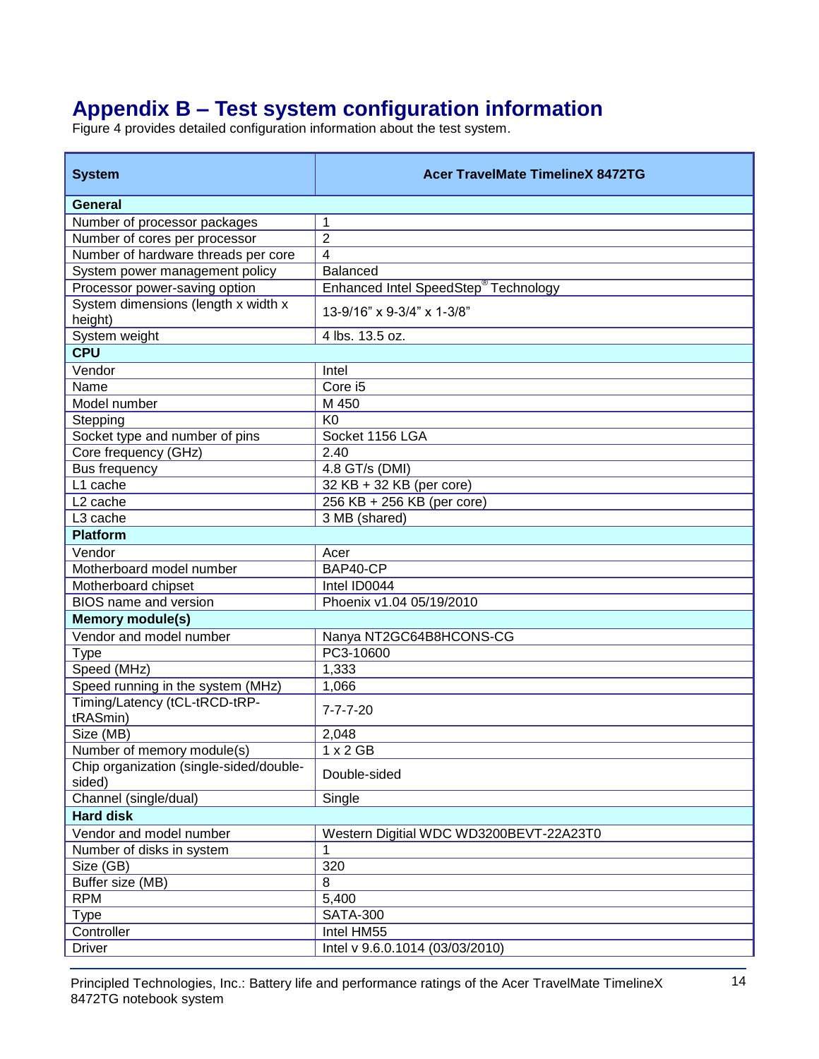## Appendix B – Test system configuration information

Figure 4 provides detailed configuration information about the test system.

| System | Acer TravelMate TimelineX 8472TG |
|---|---|
| **General** | |
| Number of processor packages | 1 |
| Number of cores per processor | 2 |
| Number of hardware threads per core | 4 |
| System power management policy | Balanced |
| Processor power-saving option | Enhanced Intel SpeedStep® Technology |
| System dimensions (length x width x height) | 13-9/16” x 9-3/4” x 1-3/8” |
| System weight | 4 lbs. 13.5 oz. |
| **CPU** | |
| Vendor | Intel |
| Name | Core i5 |
| Model number | M 450 |
| Stepping | K0 |
| Socket type and number of pins | Socket 1156 LGA |
| Core frequency (GHz) | 2.40 |
| Bus frequency | 4.8 GT/s (DMI) |
| L1 cache | 32 KB + 32 KB (per core) |
| L2 cache | 256 KB + 256 KB (per core) |
| L3 cache | 3 MB (shared) |
| **Platform** | |
| Vendor | Acer |
| Motherboard model number | BAP40-CP |
| Motherboard chipset | Intel ID0044 |
| BIOS name and version | Phoenix v1.04 05/19/2010 |
| **Memory module(s)** | |
| Vendor and model number | Nanya NT2GC64B8HCONS-CG |
| Type | PC3-10600 |
| Speed (MHz) | 1,333 |
| Speed running in the system (MHz) | 1,066 |
| Timing/Latency (tCL-tRCD-tRP-tRASmin) | 7-7-7-20 |
| Size (MB) | 2,048 |
| Number of memory module(s) | 1 x 2 GB |
| Chip organization (single-sided/double-sided) | Double-sided |
| Channel (single/dual) | Single |
| **Hard disk** | |
| Vendor and model number | Western Digitial WDC WD3200BEVT-22A23T0 |
| Number of disks in system | 1 |
| Size (GB) | 320 |
| Buffer size (MB) | 8 |
| RPM | 5,400 |
| Type | SATA-300 |
| Controller | Intel HM55 |
| Driver | Intel v 9.6.0.1014 (03/03/2010) |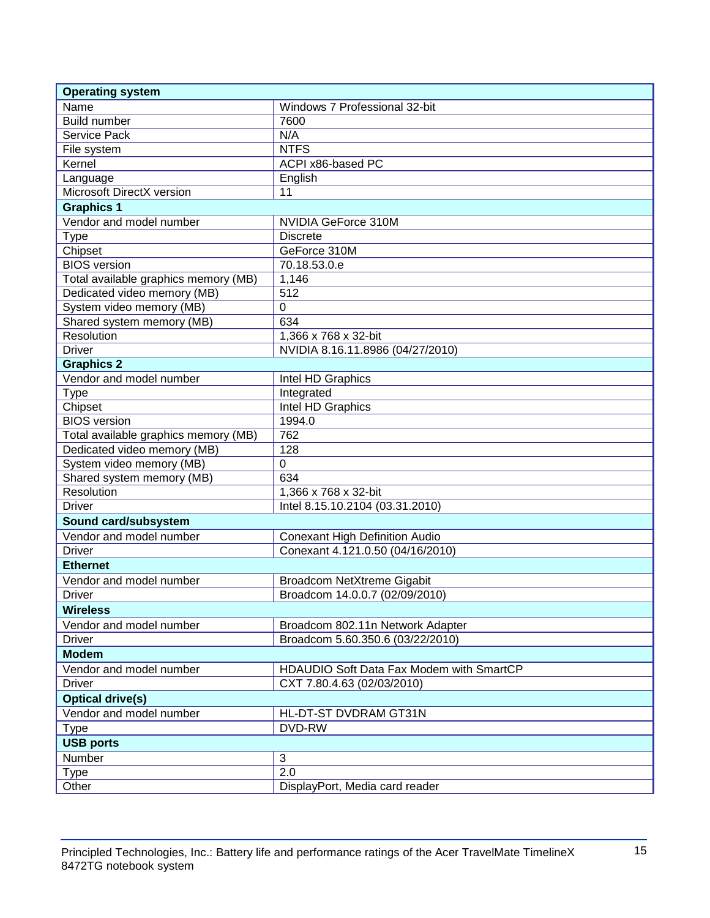| Operating system | |
|---|---|
| Name | Windows 7 Professional 32-bit |
| Build number | 7600 |
| Service Pack | N/A |
| File system | NTFS |
| Kernel | ACPI x86-based PC |
| Language | English |
| Microsoft DirectX version | 11 |
| **Graphics 1** | |
| Vendor and model number | NVIDIA GeForce 310M |
| Type | Discrete |
| Chipset | GeForce 310M |
| BIOS version | 70.18.53.0.e |
| Total available graphics memory (MB) | 1,146 |
| Dedicated video memory (MB) | 512 |
| System video memory (MB) | 0 |
| Shared system memory (MB) | 634 |
| Resolution | 1,366 x 768 x 32-bit |
| Driver | NVIDIA 8.16.11.8986 (04/27/2010) |
| **Graphics 2** | |
| Vendor and model number | Intel HD Graphics |
| Type | Integrated |
| Chipset | Intel HD Graphics |
| BIOS version | 1994.0 |
| Total available graphics memory (MB) | 762 |
| Dedicated video memory (MB) | 128 |
| System video memory (MB) | 0 |
| Shared system memory (MB) | 634 |
| Resolution | 1,366 x 768 x 32-bit |
| Driver | Intel 8.15.10.2104 (03.31.2010) |
| **Sound card/subsystem** | |
| Vendor and model number | Conexant High Definition Audio |
| Driver | Conexant 4.121.0.50 (04/16/2010) |
| **Ethernet** | |
| Vendor and model number | Broadcom NetXtreme Gigabit |
| Driver | Broadcom 14.0.0.7 (02/09/2010) |
| **Wireless** | |
| Vendor and model number | Broadcom 802.11n Network Adapter |
| Driver | Broadcom 5.60.350.6 (03/22/2010) |
| **Modem** | |
| Vendor and model number | HDAUDIO Soft Data Fax Modem with SmartCP |
| Driver | CXT 7.80.4.63 (02/03/2010) |
| **Optical drive(s)** | |
| Vendor and model number | HL-DT-ST DVDRAM GT31N |
| Type | DVD-RW |
| **USB ports** | |
| Number | 3 |
| Type | 2.0 |
| Other | DisplayPort, Media card reader |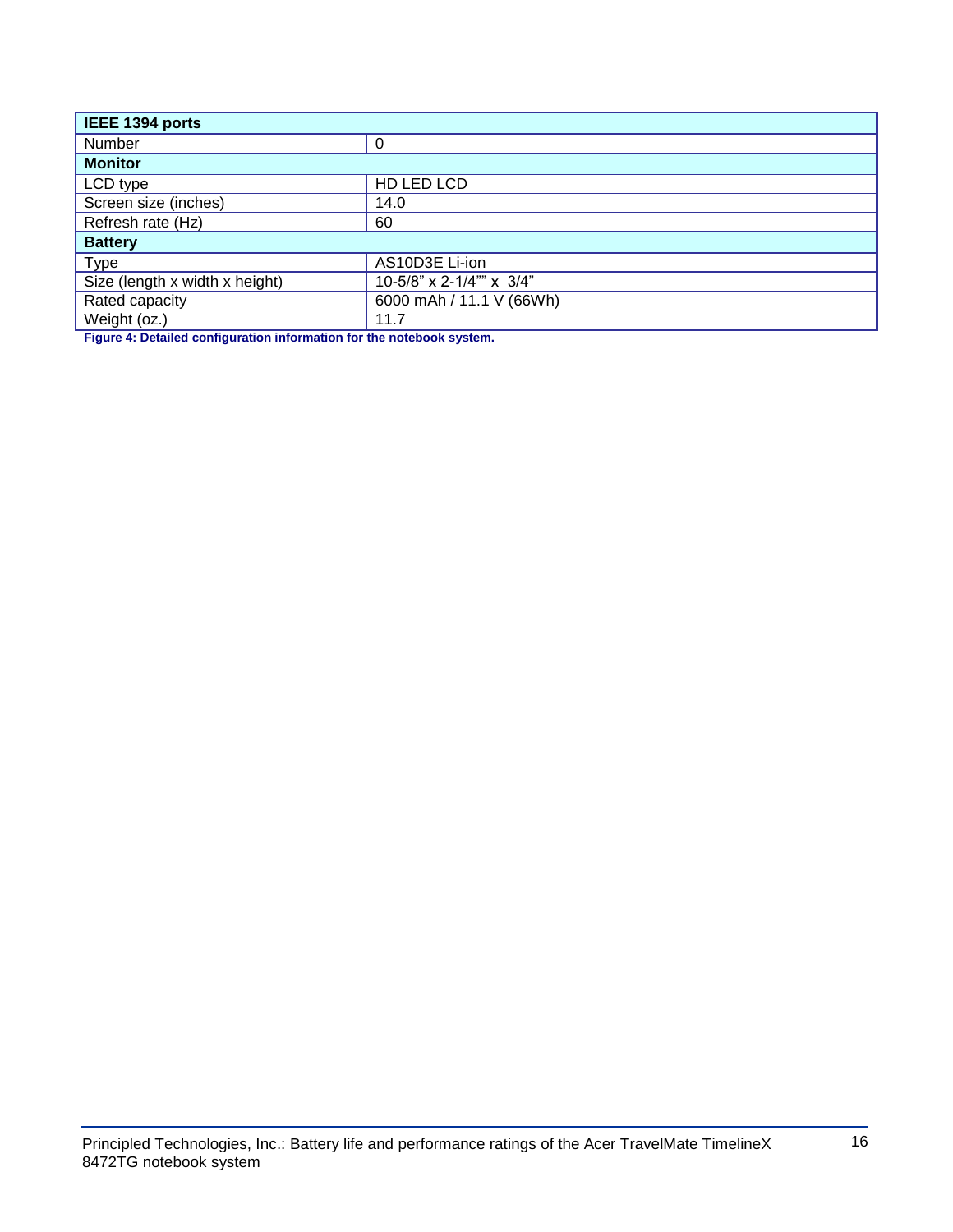| IEEE 1394 ports | |
|---|---|
| Number | 0 |
| **Monitor** | |
| LCD type | HD LED LCD |
| Screen size (inches) | 14.0 |
| Refresh rate (Hz) | 60 |
| **Battery** | |
| Type | AS10D3E Li-ion |
| Size (length x width x height) | 10-5/8" x 2-1/4"" x 3/4" |
| Rated capacity | 6000 mAh / 11.1 V (66Wh) |
| Weight (oz.) | 11.7 |

**Figure 4: Detailed configuration information for the notebook system.**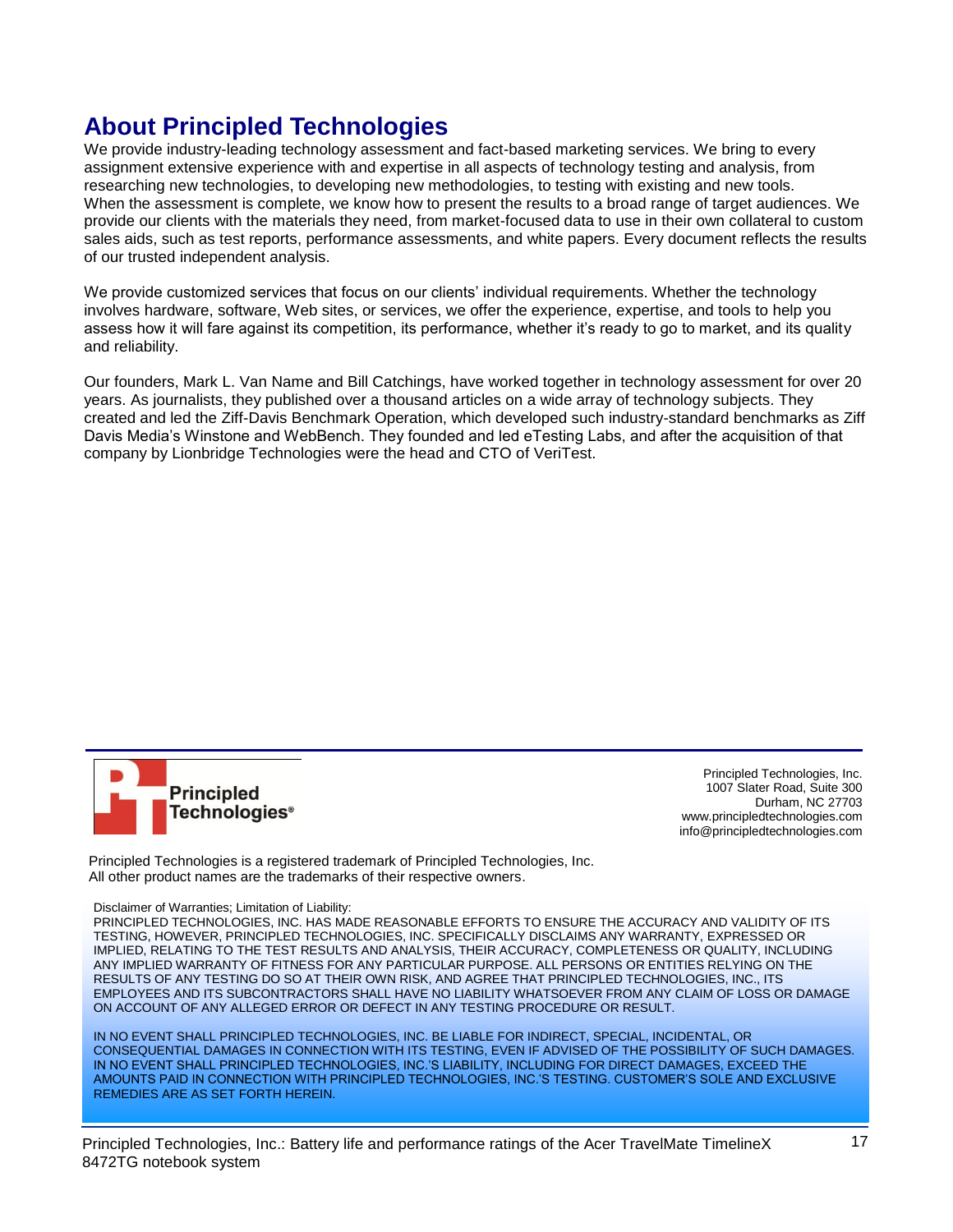# About Principled Technologies

We provide industry-leading technology assessment and fact-based marketing services. We bring to every assignment extensive experience with and expertise in all aspects of technology testing and analysis, from researching new technologies, to developing new methodologies, to testing with existing and new tools. When the assessment is complete, we know how to present the results to a broad range of target audiences. We provide our clients with the materials they need, from market-focused data to use in their own collateral to custom sales aids, such as test reports, performance assessments, and white papers. Every document reflects the results of our trusted independent analysis.

We provide customized services that focus on our clients' individual requirements. Whether the technology involves hardware, software, Web sites, or services, we offer the experience, expertise, and tools to help you assess how it will fare against its competition, its performance, whether it's ready to go to market, and its quality and reliability.

Our founders, Mark L. Van Name and Bill Catchings, have worked together in technology assessment for over 20 years. As journalists, they published over a thousand articles on a wide array of technology subjects. They created and led the Ziff-Davis Benchmark Operation, which developed such industry-standard benchmarks as Ziff Davis Media's Winstone and WebBench. They founded and led eTesting Labs, and after the acquisition of that company by Lionbridge Technologies were the head and CTO of VeriTest.

Principled Technologies®

Principled Technologies, Inc.
1007 Slater Road, Suite 300
Durham, NC 27703
www.principledtechnologies.com
info@principledtechnologies.com

Principled Technologies is a registered trademark of Principled Technologies, Inc.
All other product names are the trademarks of their respective owners.

Disclaimer of Warranties; Limitation of Liability:
PRINCIPLED TECHNOLOGIES, INC. HAS MADE REASONABLE EFFORTS TO ENSURE THE ACCURACY AND VALIDITY OF ITS TESTING, HOWEVER, PRINCIPLED TECHNOLOGIES, INC. SPECIFICALLY DISCLAIMS ANY WARRANTY, EXPRESSED OR IMPLIED, RELATING TO THE TEST RESULTS AND ANALYSIS, THEIR ACCURACY, COMPLETENESS OR QUALITY, INCLUDING ANY IMPLIED WARRANTY OF FITNESS FOR ANY PARTICULAR PURPOSE. ALL PERSONS OR ENTITIES RELYING ON THE RESULTS OF ANY TESTING DO SO AT THEIR OWN RISK, AND AGREE THAT PRINCIPLED TECHNOLOGIES, INC., ITS EMPLOYEES AND ITS SUBCONTRACTORS SHALL HAVE NO LIABILITY WHATSOEVER FROM ANY CLAIM OF LOSS OR DAMAGE ON ACCOUNT OF ANY ALLEGED ERROR OR DEFECT IN ANY TESTING PROCEDURE OR RESULT.

IN NO EVENT SHALL PRINCIPLED TECHNOLOGIES, INC. BE LIABLE FOR INDIRECT, SPECIAL, INCIDENTAL, OR CONSEQUENTIAL DAMAGES IN CONNECTION WITH ITS TESTING, EVEN IF ADVISED OF THE POSSIBILITY OF SUCH DAMAGES. IN NO EVENT SHALL PRINCIPLED TECHNOLOGIES, INC.'S LIABILITY, INCLUDING FOR DIRECT DAMAGES, EXCEED THE AMOUNTS PAID IN CONNECTION WITH PRINCIPLED TECHNOLOGIES, INC.'S TESTING. CUSTOMER'S SOLE AND EXCLUSIVE REMEDIES ARE AS SET FORTH HEREIN.